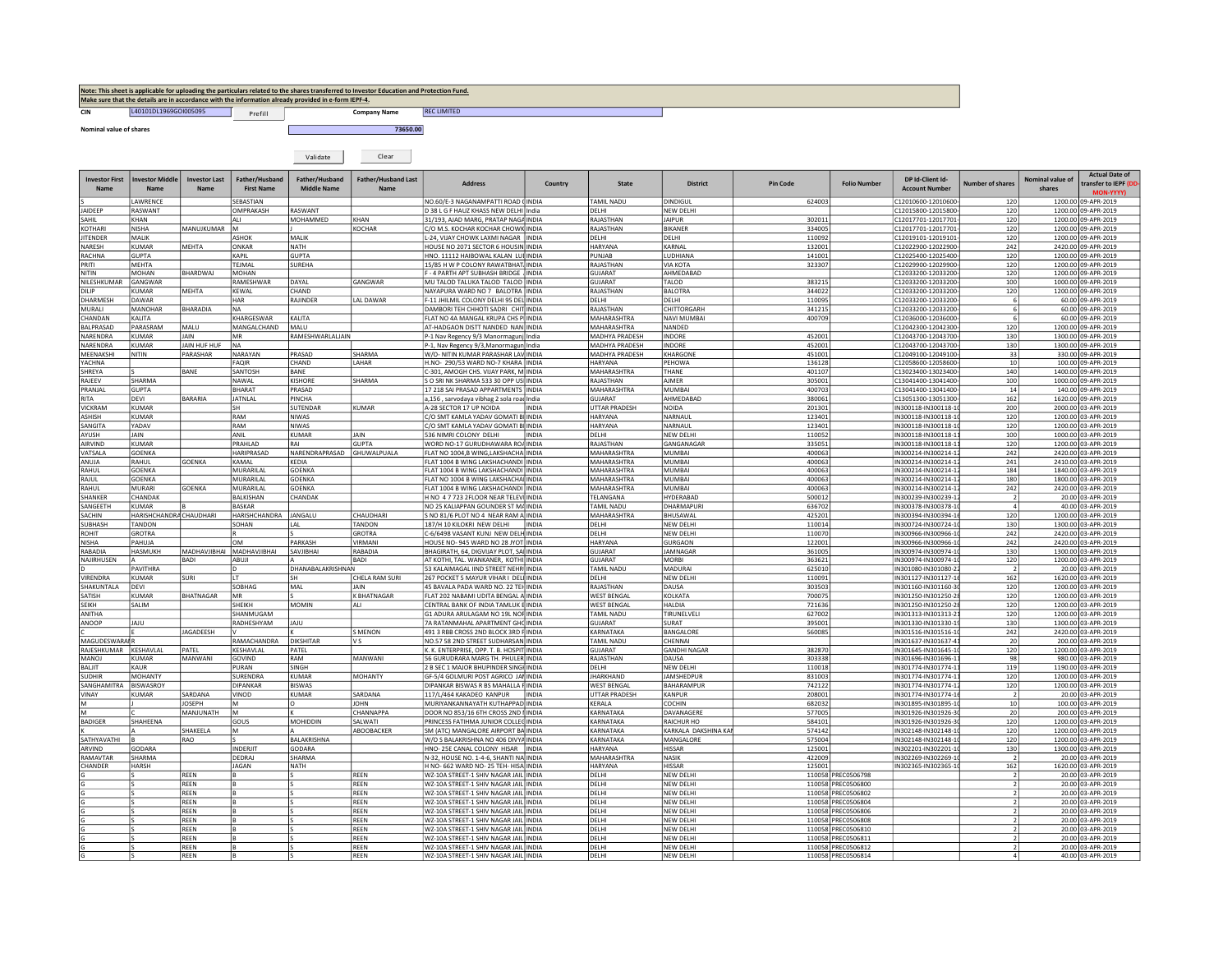**Note: This sheet is applicable for uploading the particulars related to the shares transferred to Investor Education and Protection Fund.**
**Make sure that the details are in accordance with the information already provided in e-form IEPF-4.**

CIN: L40101DL1969GOI005095 | Prefill | Company Name: REC LIMITED

Nominal value of shares: 73650.00

Validate | Clear

| Investor First Name | Investor Middle Name | Investor Last Name | Father/Husband First Name | Father/Husband Middle Name | Father/Husband Last Name | Address | Country | State | District | Pin Code | Folio Number | DP Id-Client Id-Account Number | Number of shares | Nominal value of shares | Actual Date of transfer to IEPF (DD-MON-YYYY) |
|---|---|---|---|---|---|---|---|---|---|---|---|---|---|---|---|
| S | LAWRENCE | | SEBASTIAN | | | NO.60/E-3 NAGANAMPATTI ROAD ( | INDIA | TAMIL NADU | DINDIGUL | 624003 | | C12010600-12010600- | 120 | 1200.00 | 09-APR-2019 |
| JAIDEEP | RASWANT | | OMPRAKASH | RASWANT | | D 38 L G F HAUZ KHASS NEW DELHI | India | DELHI | NEW DELHI | | | C12015800-12015800- | 120 | 1200.00 | 09-APR-2019 |
| SAHIL | KHAN | | ALI | MOHAMMED | KHAN | 31/193, AJAD MARG, PRATAP NAGA | INDIA | RAJASTHAN | JAIPUR | 302011 | | C12017701-12017701- | 120 | 1200.00 | 09-APR-2019 |
| KOTHARI | NISHA | MANUJKUMAR | M | J | KOCHAR | C/O M.S. KOCHAR KOCHAR CHOWK | INDIA | RAJASTHAN | BIKANER | 334005 | | C12017701-12017701- | 120 | 1200.00 | 09-APR-2019 |
| JITENDER | MALIK | | ASHOK | MALIK | | L-24, VIJAY CHOWK LAXMI NAGAR | INDIA | DELHI | DELHI | 110092 | | C12019101-12019101- | 120 | 1200.00 | 09-APR-2019 |
| NARESH | KUMAR | MEHTA | ONKAR | NATH | | HOUSE NO 2071 SECTOR 6 HOUSIN | INDIA | HARYANA | KARNAL | 132001 | | C12022900-12022900- | 242 | 2420.00 | 09-APR-2019 |
| RACHNA | GUPTA | | KAPIL | GUPTA | | HNO. 11112 HAIBOWAL KALAN LUI | INDIA | PUNJAB | LUDHIANA | 141001 | | C12025400-12025400- | 120 | 1200.00 | 09-APR-2019 |
| PRITI | MEHTA | | TEJMAL | SUREHA | | 15/85 H W P COLONY RAWATBHAT. | INDIA | RAJASTHAN | VIA KOTA | 323307 | | C12029900-12029900- | 120 | 1200.00 | 09-APR-2019 |
| NITIN | MOHAN | BHARDWAJ | MOHAN | | | F - 4 PARTH APT SUBHASH BRIDGE , | INDIA | GUJARAT | AHMEDABAD | | | C12033200-12033200- | 120 | 1200.00 | 09-APR-2019 |
| NILESHKUMAR | GANGWAR | | RAMESHWAR | DAYAL | GANGWAR | MU TALOD TALUKA TALOD TALOD | INDIA | GUJARAT | TALOD | 383215 | | C12033200-12033200- | 100 | 1000.00 | 09-APR-2019 |
| DILIP | KUMAR | MEHTA | KEWAL | CHAND | | NAYAPURA WARD NO 7 BALOTRA | INDIA | RAJASTHAN | BALOTRA | 344022 | | C12033200-12033200- | 120 | 1200.00 | 09-APR-2019 |
| DHARMESH | DAWAR | | HAR | RAJINDER | LAL DAWAR | F-11 JHILMIL COLONY DELHI 95 DEL | INDIA | DELHI | DELHI | 110095 | | C12033200-12033200- | 6 | 60.00 | 09-APR-2019 |
| MURALI | MANOHAR | BHARADIA | NA | | | DAMBORI TEH CHHOTI SADRI CHIT | INDIA | RAJASTHAN | CHITTORGARH | 341215 | | C12033200-12033200- | 6 | 60.00 | 09-APR-2019 |
| CHANDAN | KALITA | | KHARGESWAR | KALITA | | FLAT NO 4A MANGAL KRUPA CHS P | INDIA | MAHARASHTRA | NAVI MUMBAI | 400709 | | C12036000-12036000- | 6 | 60.00 | 09-APR-2019 |
| BALPRASAD | PARASRAM | MALU | MANGALCHAND | MALU | | AT-HADGAON DISTT NANDED NAN | INDIA | MAHARASHTRA | NANDED | | | C12042300-12042300- | 120 | 1200.00 | 09-APR-2019 |
| NARENDRA | KUMAR | JAIN | MR | RAMESHWARLALJAIN | | P-1 Nav Regency 9/3 Manormagun | India | MADHYA PRADESH | INDORE | 452001 | | C12043700-12043700- | 130 | 1300.00 | 09-APR-2019 |
| NARENDRA | KUMAR | JAIN HUF HUF | NA | | | P-1, Nav Regency 9/3,Manormagun | India | MADHYA PRADESH | INDORE | 452001 | | C12043700-12043700- | 130 | 1300.00 | 09-APR-2019 |
| MEENAKSHI | NITIN | PARASHAR | NARAYAN | PRASAD | SHARMA | W/O- NITIN KUMAR PARASHAR LAV | INDIA | MADHYA PRADESH | KHARGONE | 451001 | | C12049100-12049100- | 33 | 330.00 | 09-APR-2019 |
| YACHNA | | | FAQIR | CHAND | LAHAR | H.NO- 290/53 WARD NO-7 KHARA | INDIA | HARYANA | PEHOWA | 136128 | | C12058600-12058600- | 10 | 100.00 | 09-APR-2019 |
| SHREYA | S | BANE | SANTOSH | BANE | | C-301, AMOGH CHS. VIJAY PARK, M | INDIA | MAHARASHTRA | THANE | 401107 | | C13023400-13023400- | 140 | 1400.00 | 09-APR-2019 |
| RAJEEV | SHARMA | | NAWAL | KISHORE | SHARMA | S O SRI NK SHARMA 533 30 OPP US | INDIA | RAJASTHAN | AJMER | 305001 | | C13041400-13041400- | 100 | 1000.00 | 09-APR-2019 |
| PRANJAL | GUPTA | | BHARAT | PRASAD | | 17 218 SAI PRASAD APPARTMENTS | INDIA | MAHARASHTRA | MUMBAI | 400703 | | C13041400-13041400- | 14 | 140.00 | 09-APR-2019 |
| RITA | DEVI | BARARIA | JATNLAL | PINCHA | | a,156 , sarvodaya vibhag 2 sola road | India | GUJARAT | AHMEDABAD | 380061 | | C13051300-13051300- | 162 | 1620.00 | 09-APR-2019 |
| VICKRAM | KUMAR | | SH | SUTENDAR | KUMAR | A-28 SECTOR 17 UP NOIDA | INDIA | UTTAR PRADESH | NOIDA | 201301 | | IN300118-IN300118-1 | 200 | 2000.00 | 03-APR-2019 |
| ASHISH | KUMAR | | RAM | NIWAS | | C/O SMT KAMLA YADAV GOMATI B | INDIA | HARYANA | NARNAUL | 123401 | | IN300118-IN300118-1 | 120 | 1200.00 | 03-APR-2019 |
| SANGITA | YADAV | | RAM | NIWAS | | C/O SMT KAMLA YADAV GOMATI B | INDIA | HARYANA | NARNAUL | 123401 | | IN300118-IN300118-1 | 120 | 1200.00 | 03-APR-2019 |
| AYUSH | JAIN | | ANIL | KUMAR | JAIN | 536 NIMRI COLONY DELHI | INDIA | DELHI | NEW DELHI | 110052 | | IN300118-IN300118-1 | 100 | 1000.00 | 03-APR-2019 |
| AIRVIND | KUMAR | | PRAHLAD | RAI | GUPTA | WORD NO-17 GURUDHAWARA RO | INDIA | RAJASTHAN | GANGANAGAR | 335051 | | IN300118-IN300118-1 | 120 | 1200.00 | 03-APR-2019 |
| VATSALA | GOENKA | | HARIPRASAD | NARENDRAPRASAD | GHUWALPUALA | FLAT NO 1004,B WING,LAKSHACHA | INDIA | MAHARASHTRA | MUMBAI | 400063 | | IN300214-IN300214-1 | 242 | 2420.00 | 03-APR-2019 |
| ANUJA | RAHUL | GOENKA | KAMAL | KEDIA | | FLAT 1004 B WING LAKSHACHANDI | INDIA | MAHARASHTRA | MUMBAI | 400063 | | IN300214-IN300214-1 | 241 | 2410.00 | 03-APR-2019 |
| RAHUL | GOENKA | | MURARILAL | GOENKA | | FLAT 1004 B WING LAKSHACHANDI | INDIA | MAHARASHTRA | MUMBAI | 400063 | | IN300214-IN300214-1 | 184 | 1840.00 | 03-APR-2019 |
| RAJUL | GOENKA | | MURARILAL | GOENKA | | FLAT NO 1004 B WING LAKSHACHAI | INDIA | MAHARASHTRA | MUMBAI | 400063 | | IN300214-IN300214-1 | 180 | 1800.00 | 03-APR-2019 |
| RAHUL | MURARI | GOENKA | MURARILAL | GOENKA | | FLAT 1004 B WING LAKSHACHANDI | INDIA | MAHARASHTRA | MUMBAI | 400063 | | IN300214-IN300214-1 | 242 | 2420.00 | 03-APR-2019 |
| SHANKER | CHANDAK | | BALKISHAN | CHANDAK | | H NO 4 7 723 2FLOOR NEAR TELEV | INDIA | TELANGANA | HYDERABAD | 500012 | | IN300239-IN300239-1 | 2 | 20.00 | 03-APR-2019 |
| SANGEETH | KUMAR | B | BASKAR | | | NO 25 KALIAPPAN GOUNDER ST MA | INDIA | TAMIL NADU | DHARMAPURI | 636702 | | IN300378-IN300378-1 | 4 | 40.00 | 03-APR-2019 |
| SACHIN | HARISHCHANDRA | CHAUDHARI | HARISHCHANDRA | JANGALU | CHAUDHARI | S NO 81/6 PLOT NO 4 NEAR RAM A | INDIA | MAHARASHTRA | BHUSAWAL | 425201 | | IN300394-IN300394-1 | 120 | 1200.00 | 03-APR-2019 |
| SUBHASH | TANDON | | SOHAN | LAL | TANDON | 187/H 10 KILOKRI NEW DELHI | INDIA | DELHI | NEW DELHI | 110014 | | IN300724-IN300724-1 | 130 | 1300.00 | 03-APR-2019 |
| ROHIT | GROTRA | | R | S | GROTRA | C-6/6498 VASANT KUNJ NEW DELH | INDIA | DELHI | NEW DELHI | 110070 | | IN300966-IN300966-1 | 242 | 2420.00 | 03-APR-2019 |
| NISHA | PAHUJA | | OM | PARKASH | VIRMANI | HOUSE NO- 945 WARD NO 28 JYOT | INDIA | HARYANA | GURGAON | 122001 | | IN300966-IN300966-1 | 242 | 2420.00 | 03-APR-2019 |
| RABADIA | HASMUKH | MADHAVJIBHAI | MADHAVJIBHAI | SAVJIBHAI | RABADIA | BHAGIRATH, 64, DIGVIJAY PLOT, SA | INDIA | GUJARAT | JAMNAGAR | 361005 | | IN300974-IN300974-1 | 130 | 1300.00 | 03-APR-2019 |
| NAJIRHUSEN | A | BADI | ABUJI | A | BADI | AT KOTHI, TAL. WANKANER, KOTHI | INDIA | GUJARAT | MORBI | 363621 | | IN300974-IN300974-1 | 120 | 1200.00 | 03-APR-2019 |
| D | PAVITHRA | | D | DHANABALAKRISHNAN | | 53 KALAIMAGAL IIND STREET NEHR | INDIA | TAMIL NADU | MADURAI | 625010 | | IN301080-IN301080-2 | 2 | 20.00 | 03-APR-2019 |
| VIRENDRA | KUMAR | SURI | LT | SH | CHELA RAM SURI | 267 POCKET 5 MAYUR VIHAR I DEL | INDIA | DELHI | NEW DELHI | 110091 | | IN301127-IN301127-1 | 162 | 1620.00 | 03-APR-2019 |
| SHAKUNTALA | DEVI | | SOBHAG | MAL | JAIN | 45 BAVALA PADA WARD NO. 22 TEH | INDIA | RAJASTHAN | DAUSA | 303503 | | IN301160-IN301160-3 | 120 | 1200.00 | 03-APR-2019 |
| SATISH | KUMAR | BHATNAGAR | MR | S | K BHATNAGAR | FLAT 202 NABAMI UDITA BENGAL A | INDIA | WEST BENGAL | KOLKATA | 700075 | | IN301250-IN301250-2 | 120 | 1200.00 | 03-APR-2019 |
| SEIKH | SALIM | | SHEIKH | MOMIN | ALI | CENTRAL BANK OF INDIA TAMLUK B | INDIA | WEST BENGAL | HALDIA | 721636 | | IN301250-IN301250-2 | 120 | 1200.00 | 03-APR-2019 |
| ANITHA | | | SHANMUGAM | | | G1 ADURA ARULAGAM NO 19L NOF | INDIA | TAMIL NADU | TIRUNELVELI | 627002 | | IN301313-IN301313-2 | 120 | 1200.00 | 03-APR-2019 |
| ANOOP | JAJU | | RADHESHYAM | JAJU | | 7A RATANMAHAL APARTMENT GHO | INDIA | GUJARAT | SURAT | 395001 | | IN301330-IN301330-1 | 130 | 1300.00 | 03-APR-2019 |
| C | E | JAGADEESH | V | K | S MENON | 491 3 RBB CROSS 2ND BLOCK 3RD F | INDIA | KARNATAKA | BANGALORE | 560085 | | IN301516-IN301516-1 | 242 | 2420.00 | 03-APR-2019 |
| MAGUDESWARAN | R | | RAMACHANDRA | DIKSHITAR | V S | NO.57 58 2ND STREET SUDHARSAN | INDIA | TAMIL NADU | CHENNAI | | | IN301637-IN301637-4 | 20 | 200.00 | 03-APR-2019 |
| RAJESHKUMAR | KESHAVLAL | PATEL | KESHAVLAL | PATEL | | K. K. ENTERPRISE, OPP. T. B. HOSPIT | INDIA | GUJARAT | GANDHI NAGAR | 382870 | | IN301645-IN301645-1 | 120 | 1200.00 | 03-APR-2019 |
| MANOJ | KUMAR | MANWANI | GOVIND | RAM | MANWANI | 56 GURUDRARA MARG TH. PHULER | INDIA | RAJASTHAN | DAUSA | 303338 | | IN301696-IN301696-1 | 98 | 980.00 | 03-APR-2019 |
| BALJIT | KAUR | | PURAN | SINGH | | 2 B SEC 1 MAJOR BHUPINDER SINGH | INDIA | DELHI | NEW DELHI | 110018 | | IN301774-IN301774-1 | 119 | 1190.00 | 03-APR-2019 |
| SUDHIR | MOHANTY | | SURENDRA | KUMAR | MOHANTY | GF-5/4 GOLMURI POST AGRICO JAM | INDIA | JHARKHAND | JAMSHEDPUR | 831003 | | IN301774-IN301774-1 | 120 | 1200.00 | 03-APR-2019 |
| SANGHAMITRA | BISWASROY | | DIPANKAR | BISWAS | | DIPANKAR BISWAS R BS MAHALLA F | INDIA | WEST BENGAL | BAHARAMPUR | 742122 | | IN301774-IN301774-1 | 120 | 1200.00 | 03-APR-2019 |
| VINAY | KUMAR | SARDANA | VINOD | KUMAR | SARDANA | 117/L/464 KAKADEO KANPUR | INDIA | UTTAR PRADESH | KANPUR | 208001 | | IN301774-IN301774-1 | 2 | 20.00 | 03-APR-2019 |
| M | J | JOSEPH | M | O | JOHN | MURIYANKANNAYATH KUTHAPPAD | INDIA | KERALA | COCHIN | 682032 | | IN301895-IN301895-1 | 10 | 100.00 | 03-APR-2019 |
| M | C | MANJUNATH | M | K | CHANNAPPA | DOOR NO 853/16 6TH CROSS 2ND | INDIA | KARNATAKA | DAVANAGERE | 577005 | | IN301926-IN301926-3 | 20 | 200.00 | 03-APR-2019 |
| BADIGER | SHAHEENA | | GOUS | MOHIDDIN | SALWATI | PRINCESS FATIHMA JUNIOR COLLEG | INDIA | KARNATAKA | RAICHUR HO | 584101 | | IN301926-IN301926-3 | 120 | 1200.00 | 03-APR-2019 |
| K | A | SHAKEELA | M | A | ABOOBACKER | SM (ATC) MANGALORE AIRPORT BA | INDIA | KARNATAKA | KARKALA DAKSHINA KAN | 574142 | | IN302148-IN302148-1 | 120 | 1200.00 | 03-APR-2019 |
| SATHYAVATHI | B | RAO | S | BALAKRISHNA | | W/O S BALAKRISHNA NO 406 DIVYA | INDIA | KARNATAKA | MANGALORE | 575004 | | IN302148-IN302148-1 | 120 | 1200.00 | 03-APR-2019 |
| ARVIND | GODARA | | INDERJIT | GODARA | | HNO- 25E CANAL COLONY HISAR | INDIA | HARYANA | HISSAR | 125001 | | IN302201-IN302201-1 | 130 | 1300.00 | 03-APR-2019 |
| RAMAVTAR | SHARMA | | DEDRAJ | SHARMA | | N-32, HOUSE NO. 1-4-6, SHANTI NA | INDIA | MAHARASHTRA | NASIK | 422009 | | IN302269-IN302269-1 | 2 | 20.00 | 03-APR-2019 |
| CHANDER | HARSH | | JAGAN | NATH | | H NO- 662 WARD NO- 25 TEH- HISA | INDIA | HARYANA | HISSAR | 125001 | | IN302365-IN302365-1 | 162 | 1620.00 | 03-APR-2019 |
| G | S | REEN | B | S | REEN | WZ-10A STREET-1 SHIV NAGAR JAIL | INDIA | DELHI | NEW DELHI | 110058 | PRECO506798 | | 2 | 20.00 | 03-APR-2019 |
| G | S | REEN | B | S | REEN | WZ-10A STREET-1 SHIV NAGAR JAIL | INDIA | DELHI | NEW DELHI | 110058 | PRECO506800 | | 2 | 20.00 | 03-APR-2019 |
| G | S | REEN | B | S | REEN | WZ-10A STREET-1 SHIV NAGAR JAIL | INDIA | DELHI | NEW DELHI | 110058 | PRECO506802 | | 2 | 20.00 | 03-APR-2019 |
| G | S | REEN | B | S | REEN | WZ-10A STREET-1 SHIV NAGAR JAIL | INDIA | DELHI | NEW DELHI | 110058 | PRECO506804 | | 2 | 20.00 | 03-APR-2019 |
| G | S | REEN | B | S | REEN | WZ-10A STREET-1 SHIV NAGAR JAIL | INDIA | DELHI | NEW DELHI | 110058 | PRECO506806 | | 2 | 20.00 | 03-APR-2019 |
| G | S | REEN | B | S | REEN | WZ-10A STREET-1 SHIV NAGAR JAIL | INDIA | DELHI | NEW DELHI | 110058 | PRECO506808 | | 2 | 20.00 | 03-APR-2019 |
| G | S | REEN | B | S | REEN | WZ-10A STREET-1 SHIV NAGAR JAIL | INDIA | DELHI | NEW DELHI | 110058 | PRECO506810 | | 2 | 20.00 | 03-APR-2019 |
| G | S | REEN | B | S | REEN | WZ-10A STREET-1 SHIV NAGAR JAIL | INDIA | DELHI | NEW DELHI | 110058 | PRECO506811 | | 2 | 20.00 | 03-APR-2019 |
| G | S | REEN | B | S | REEN | WZ-10A STREET-1 SHIV NAGAR JAIL | INDIA | DELHI | NEW DELHI | 110058 | PRECO506812 | | 2 | 20.00 | 03-APR-2019 |
| G | S | REEN | B | S | REEN | WZ-10A STREET-1 SHIV NAGAR JAIL | INDIA | DELHI | NEW DELHI | 110058 | PRECO506814 | | 4 | 40.00 | 03-APR-2019 |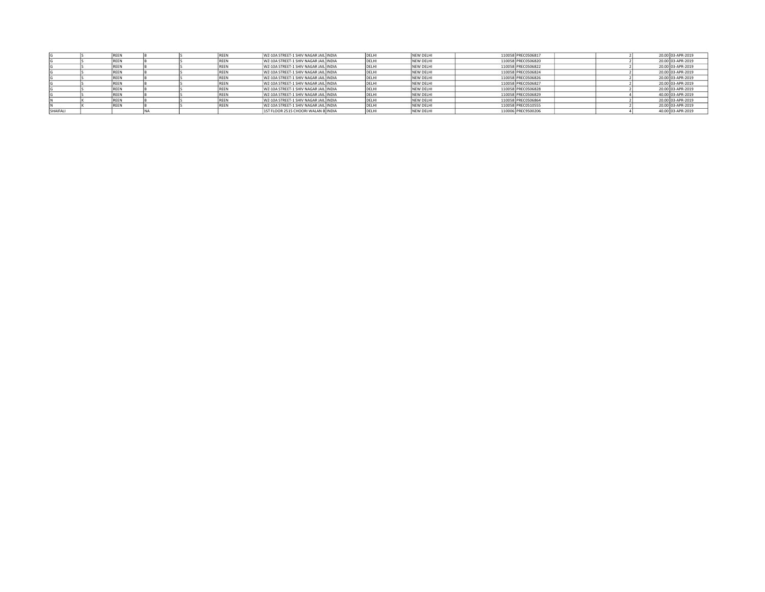| | | | | | | | | | | | | | | | |
|---|---|---|---|---|---|---|---|---|---|---|---|---|---|---|---|
| G | S | REEN | B | S | REEN | WZ-10A STREET-1 SHIV NAGAR JAIL | INDIA | DELHI | NEW DELHI | 110058 | PREC0506817 | | 2 | 20.00 | 03-APR-2019 |
| G | S | REEN | B | S | REEN | WZ-10A STREET-1 SHIV NAGAR JAIL | INDIA | DELHI | NEW DELHI | 110058 | PREC0506820 | | 2 | 20.00 | 03-APR-2019 |
| G | S | REEN | B | S | REEN | WZ-10A STREET-1 SHIV NAGAR JAIL | INDIA | DELHI | NEW DELHI | 110058 | PREC0506822 | | 2 | 20.00 | 03-APR-2019 |
| G | S | REEN | B | S | REEN | WZ-10A STREET-1 SHIV NAGAR JAIL | INDIA | DELHI | NEW DELHI | 110058 | PREC0506824 | | 2 | 20.00 | 03-APR-2019 |
| G | S | REEN | B | S | REEN | WZ-10A STREET-1 SHIV NAGAR JAIL | INDIA | DELHI | NEW DELHI | 110058 | PREC0506826 | | 2 | 20.00 | 03-APR-2019 |
| G | S | REEN | B | S | REEN | WZ-10A STREET-1 SHIV NAGAR JAIL | INDIA | DELHI | NEW DELHI | 110058 | PREC0506827 | | 2 | 20.00 | 03-APR-2019 |
| G | S | REEN | B | S | REEN | WZ-10A STREET-1 SHIV NAGAR JAIL | INDIA | DELHI | NEW DELHI | 110058 | PREC0506828 | | 2 | 20.00 | 03-APR-2019 |
| G | S | REEN | B | S | REEN | WZ-10A STREET-1 SHIV NAGAR JAIL | INDIA | DELHI | NEW DELHI | 110058 | PREC0506829 | | 4 | 40.00 | 03-APR-2019 |
| N | K | REEN | B | S | REEN | WZ-10A STREET-1 SHIV NAGAR JAIL | INDIA | DELHI | NEW DELHI | 110058 | PREC0506864 | | 2 | 20.00 | 03-APR-2019 |
| N | K | REEN | B | S | REEN | WZ-10A STREET-1 SHIV NAGAR JAIL | INDIA | DELHI | NEW DELHI | 110058 | PREC0510555 | | 2 | 20.00 | 03-APR-2019 |
| SHAIFALI | | | NA | | | 1ST FLOOR 2515 CHOORI WALAN B | INDIA | DELHI | NEW DELHI | 110006 | PREC9500206 | | 4 | 40.00 | 03-APR-2019 |